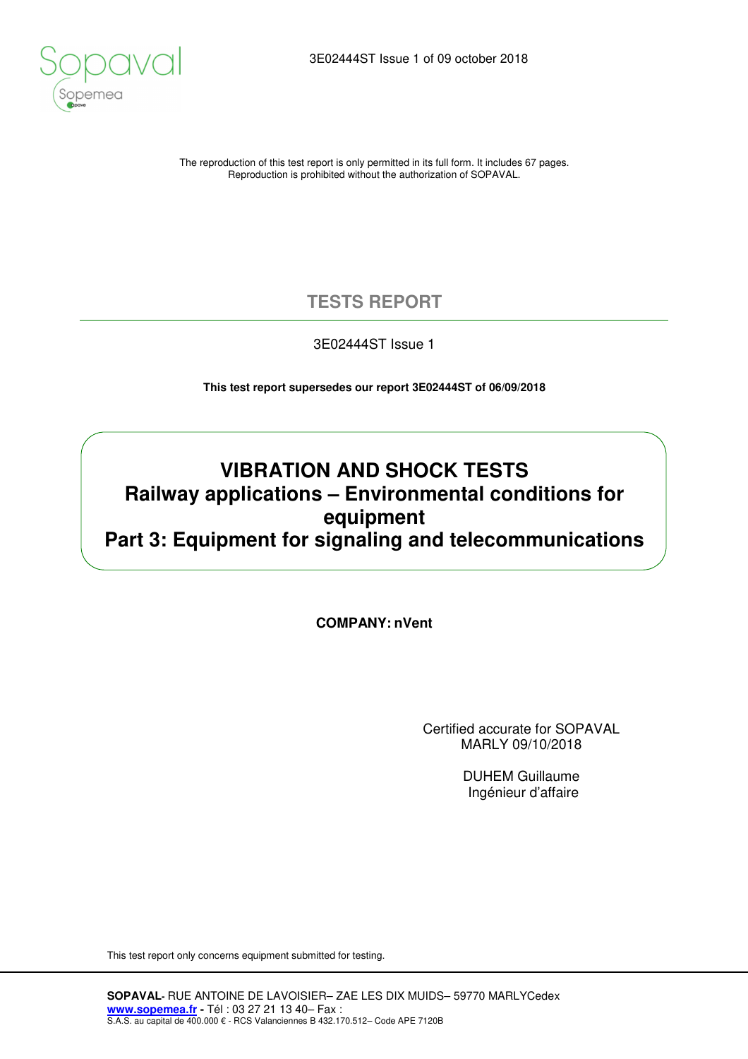3E02444ST Issue 1 of 09 october 2018

The reproduction of this test report is only permitted in its full form. It includes 67 pages.
Reproduction is prohibited without the authorization of SOPAVAL.

# TESTS REPORT

3E02444ST Issue 1

**This test report supersedes our report 3E02444ST of 06/09/2018**

## VIBRATION AND SHOCK TESTS
## Railway applications – Environmental conditions for equipment
## Part 3: Equipment for signaling and telecommunications

**COMPANY: nVent**

Certified accurate for SOPAVAL
MARLY 09/10/2018

DUHEM Guillaume
Ingénieur d'affaire

This test report only concerns equipment submitted for testing.

**SOPAVAL-** RUE ANTOINE DE LAVOISIER– ZAE LES DIX MUIDS– 59770 MARLYCedex
**www.sopemea.fr -** Tél : 03 27 21 13 40– Fax :
S.A.S. au capital de 400.000 € - RCS Valanciennes B 432.170.512– Code APE 7120B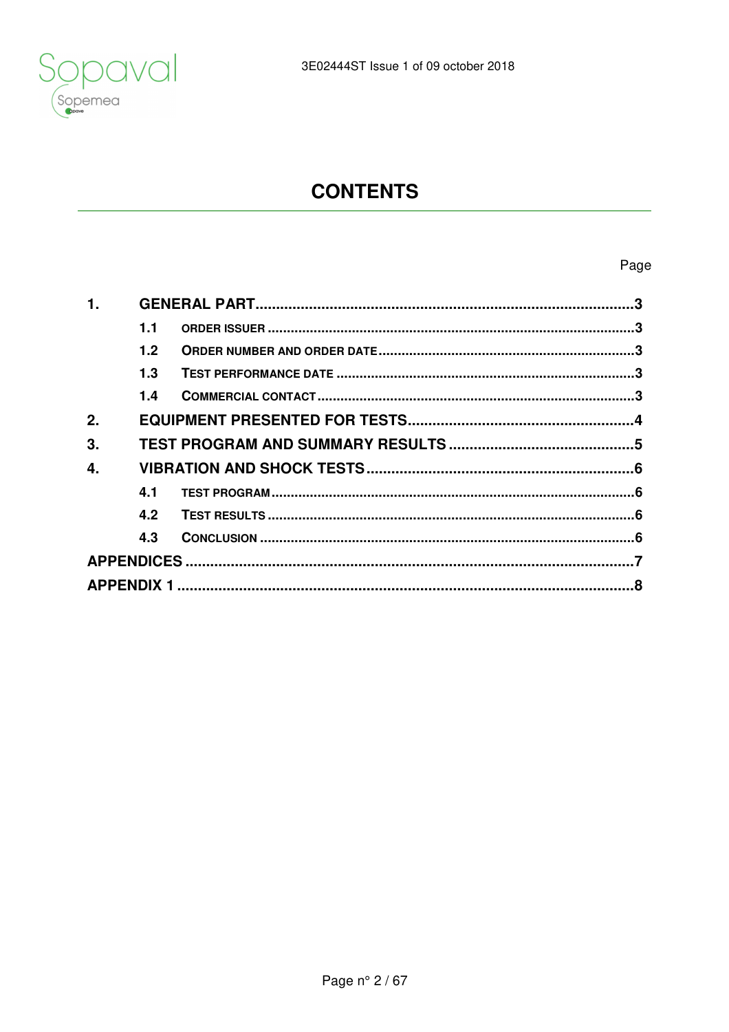# CONTENTS

| | | Page |
|---|---|---|
| **1.** | **GENERAL PART** | **3** |
| 1.1 | ORDER ISSUER | 3 |
| 1.2 | ORDER NUMBER AND ORDER DATE | 3 |
| 1.3 | TEST PERFORMANCE DATE | 3 |
| 1.4 | COMMERCIAL CONTACT | 3 |
| **2.** | **EQUIPMENT PRESENTED FOR TESTS** | **4** |
| **3.** | **TEST PROGRAM AND SUMMARY RESULTS** | **5** |
| **4.** | **VIBRATION AND SHOCK TESTS** | **6** |
| 4.1 | TEST PROGRAM | 6 |
| 4.2 | TEST RESULTS | 6 |
| 4.3 | CONCLUSION | 6 |
| **APPENDICES** | | **7** |
| **APPENDIX 1** | | **8** |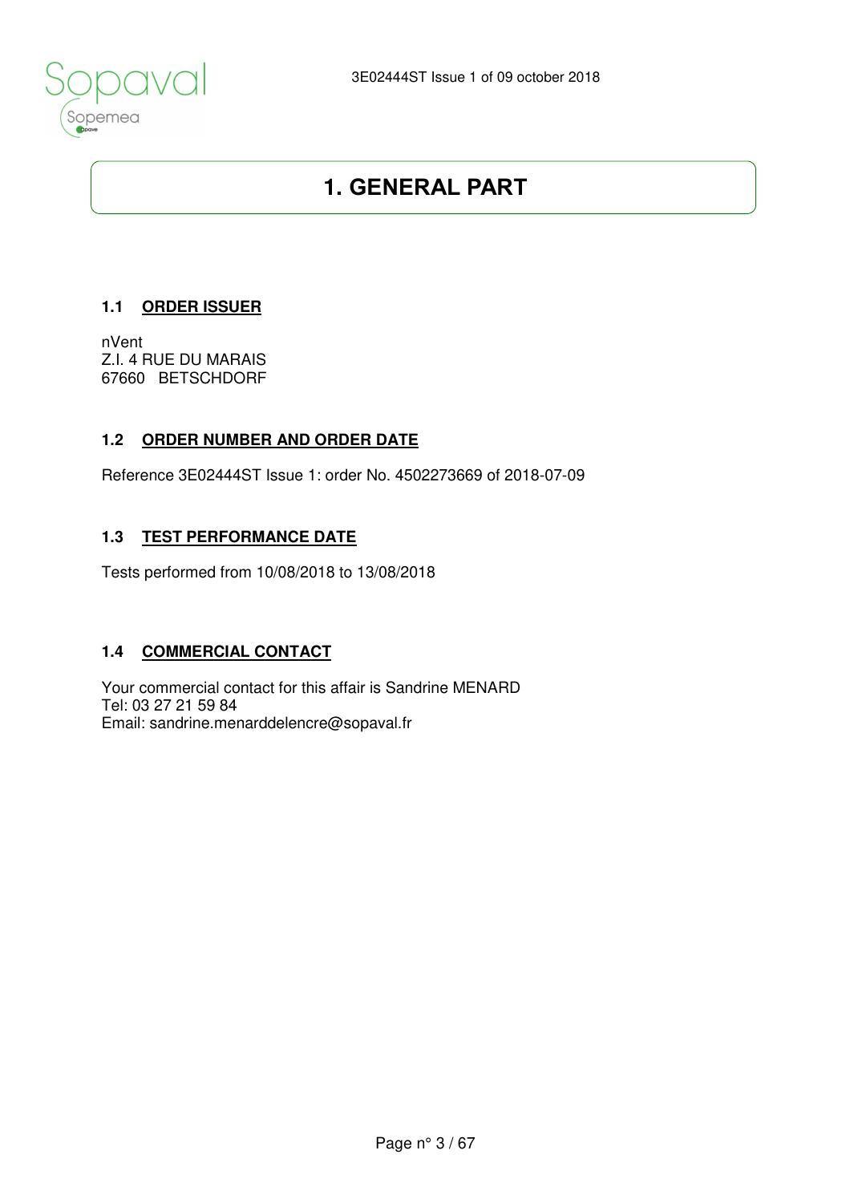# 1. GENERAL PART

## 1.1 ORDER ISSUER

nVent
Z.I. 4 RUE DU MARAIS
67660 BETSCHDORF

## 1.2 ORDER NUMBER AND ORDER DATE

Reference 3E02444ST Issue 1: order No. 4502273669 of 2018-07-09

## 1.3 TEST PERFORMANCE DATE

Tests performed from 10/08/2018 to 13/08/2018

## 1.4 COMMERCIAL CONTACT

Your commercial contact for this affair is Sandrine MENARD
Tel: 03 27 21 59 84
Email: sandrine.menarddelencre@sopaval.fr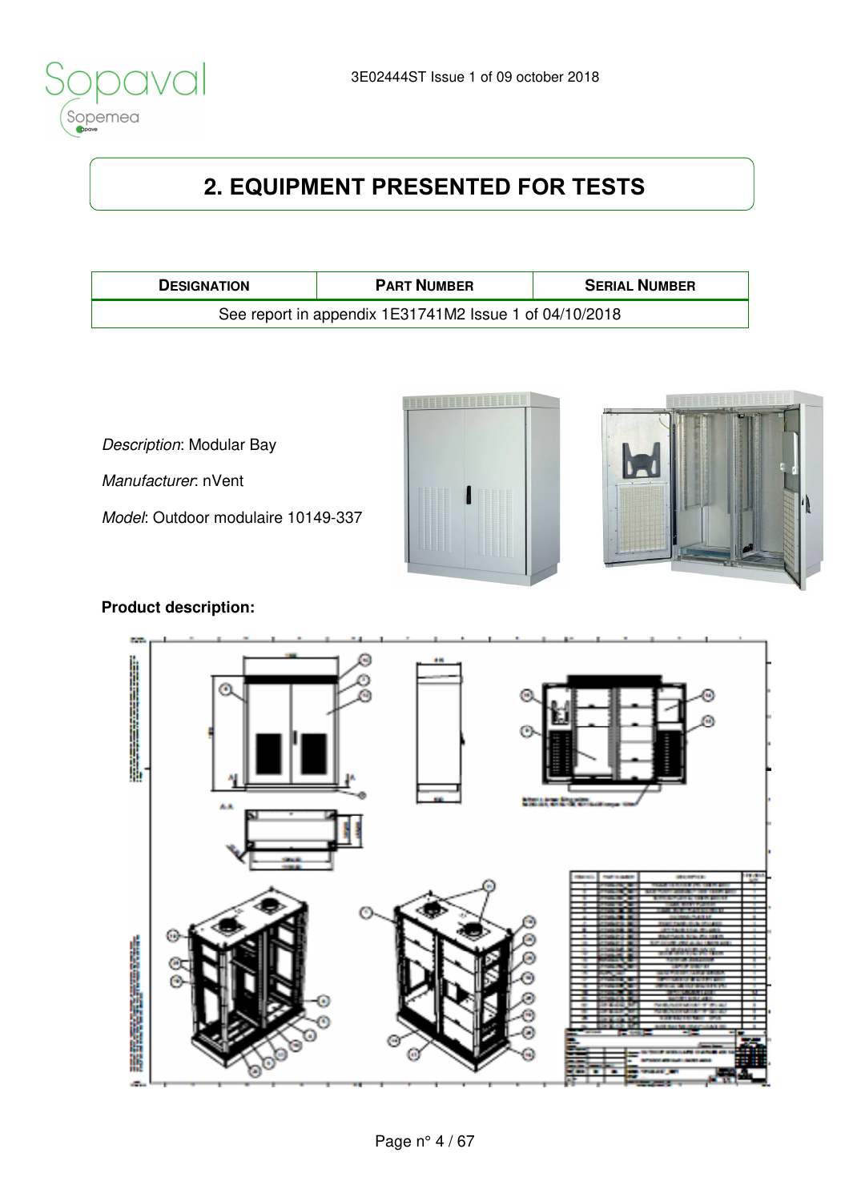## 2. EQUIPMENT PRESENTED FOR TESTS

| DESIGNATION | PART NUMBER | SERIAL NUMBER |
|---|---|---|
| See report in appendix 1E31741M2 Issue 1 of 04/10/2018 | | |

*Description*: Modular Bay

*Manufacturer*: nVent

*Model*: Outdoor modulaire 10149-337

**Product description:**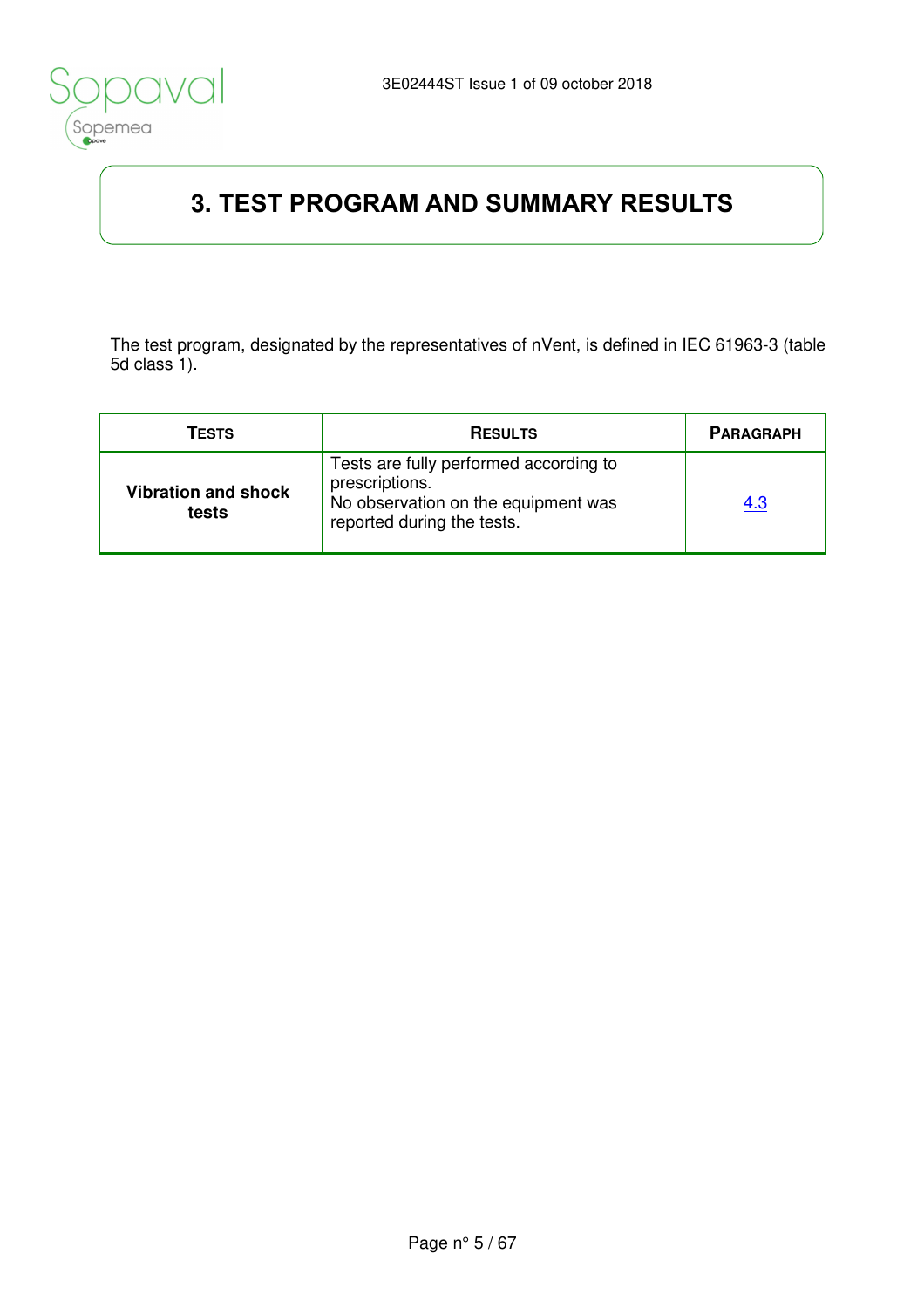# 3. TEST PROGRAM AND SUMMARY RESULTS

The test program, designated by the representatives of nVent, is defined in IEC 61963-3 (table 5d class 1).

| TESTS | RESULTS | PARAGRAPH |
|---|---|---|
| **Vibration and shock tests** | Tests are fully performed according to prescriptions.<br>No observation on the equipment was reported during the tests. | 4.3 |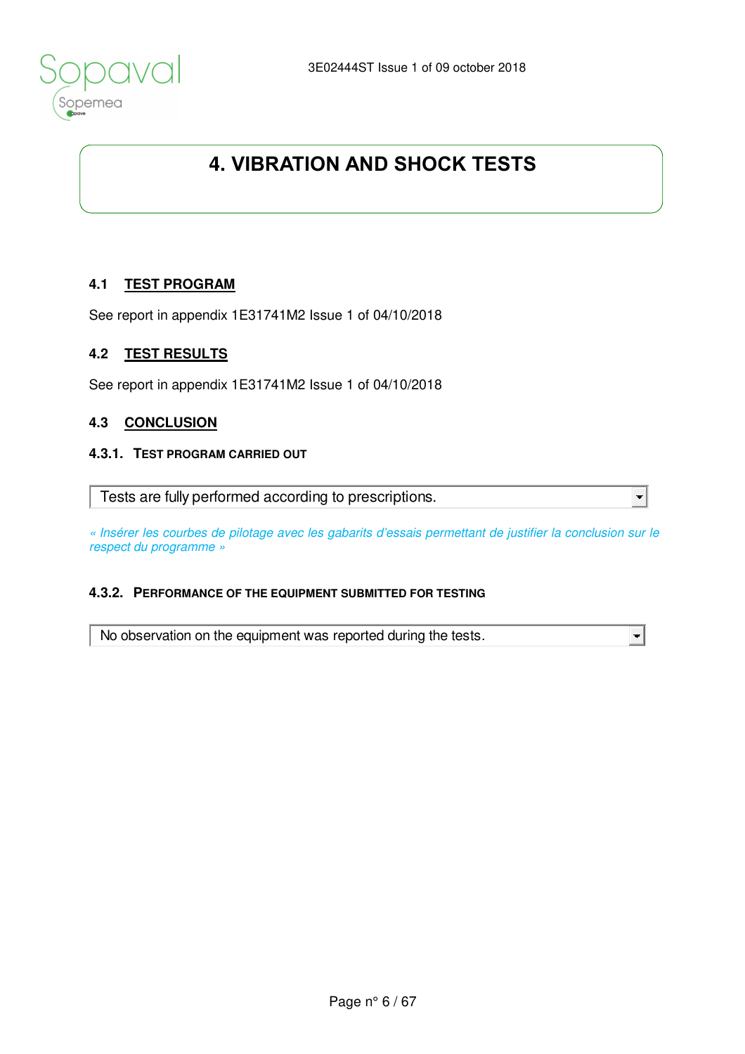# 4. VIBRATION AND SHOCK TESTS

## 4.1 TEST PROGRAM

See report in appendix 1E31741M2 Issue 1 of 04/10/2018

## 4.2 TEST RESULTS

See report in appendix 1E31741M2 Issue 1 of 04/10/2018

## 4.3 CONCLUSION

### 4.3.1. TEST PROGRAM CARRIED OUT

Tests are fully performed according to prescriptions.

*« Insérer les courbes de pilotage avec les gabarits d'essais permettant de justifier la conclusion sur le respect du programme »*

### 4.3.2. PERFORMANCE OF THE EQUIPMENT SUBMITTED FOR TESTING

No observation on the equipment was reported during the tests.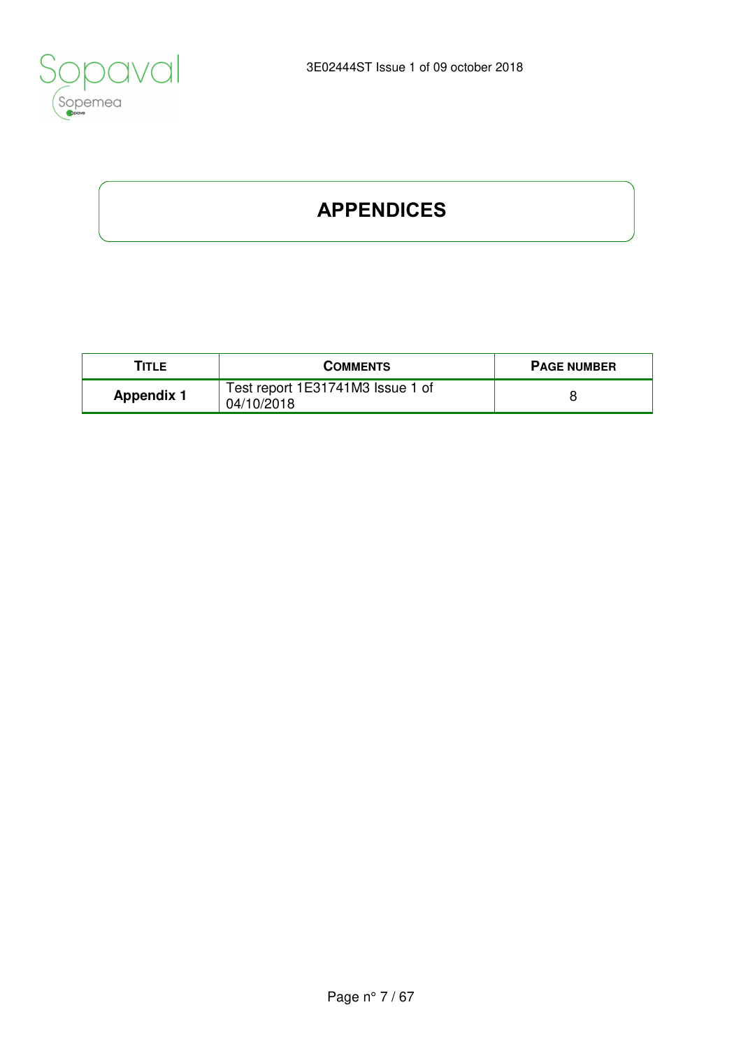# APPENDICES

| TITLE | COMMENTS | PAGE NUMBER |
|---|---|---|
| **Appendix 1** | Test report 1E31741M3 Issue 1 of 04/10/2018 | 8 |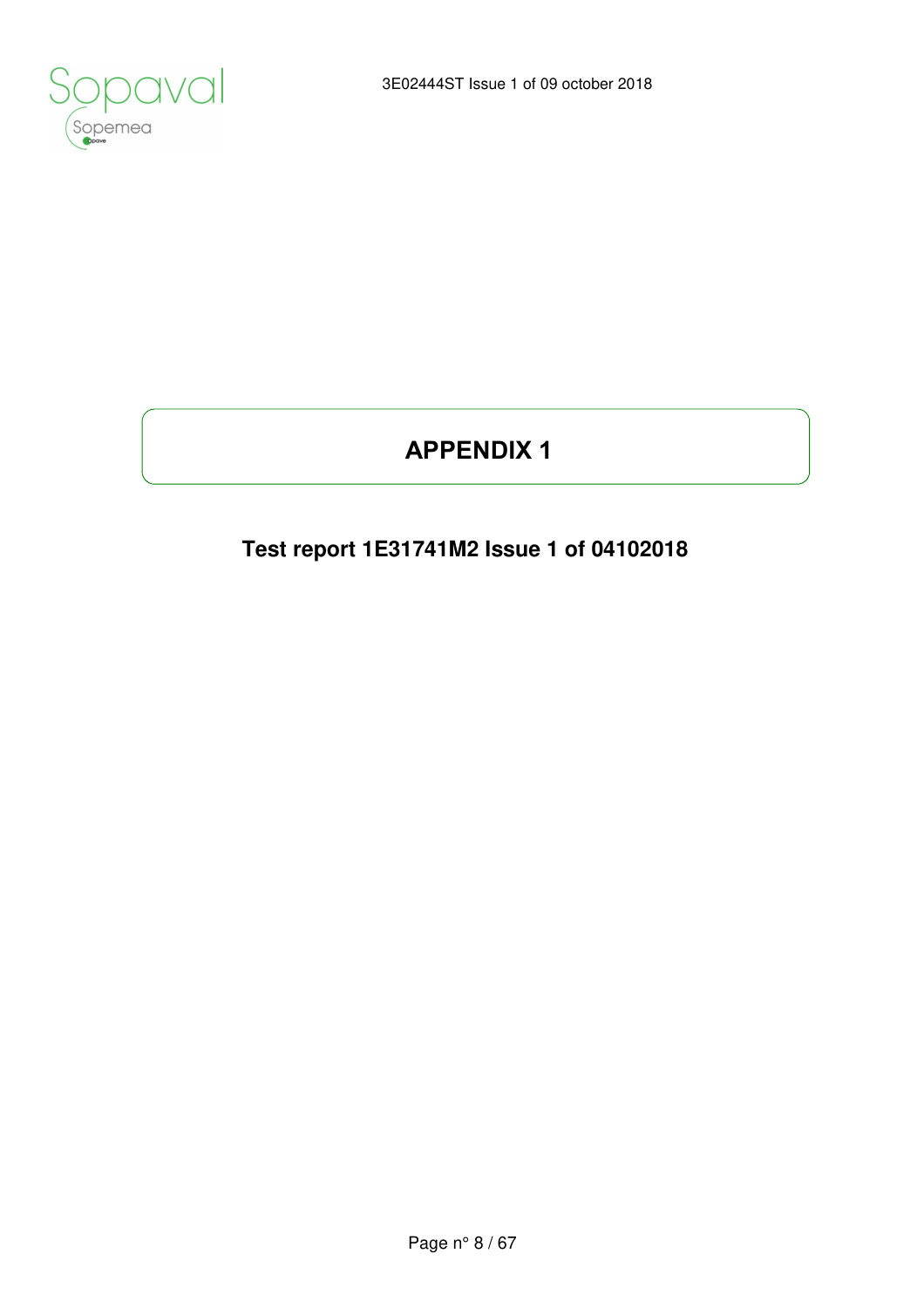# APPENDIX 1

## Test report 1E31741M2 Issue 1 of 04102018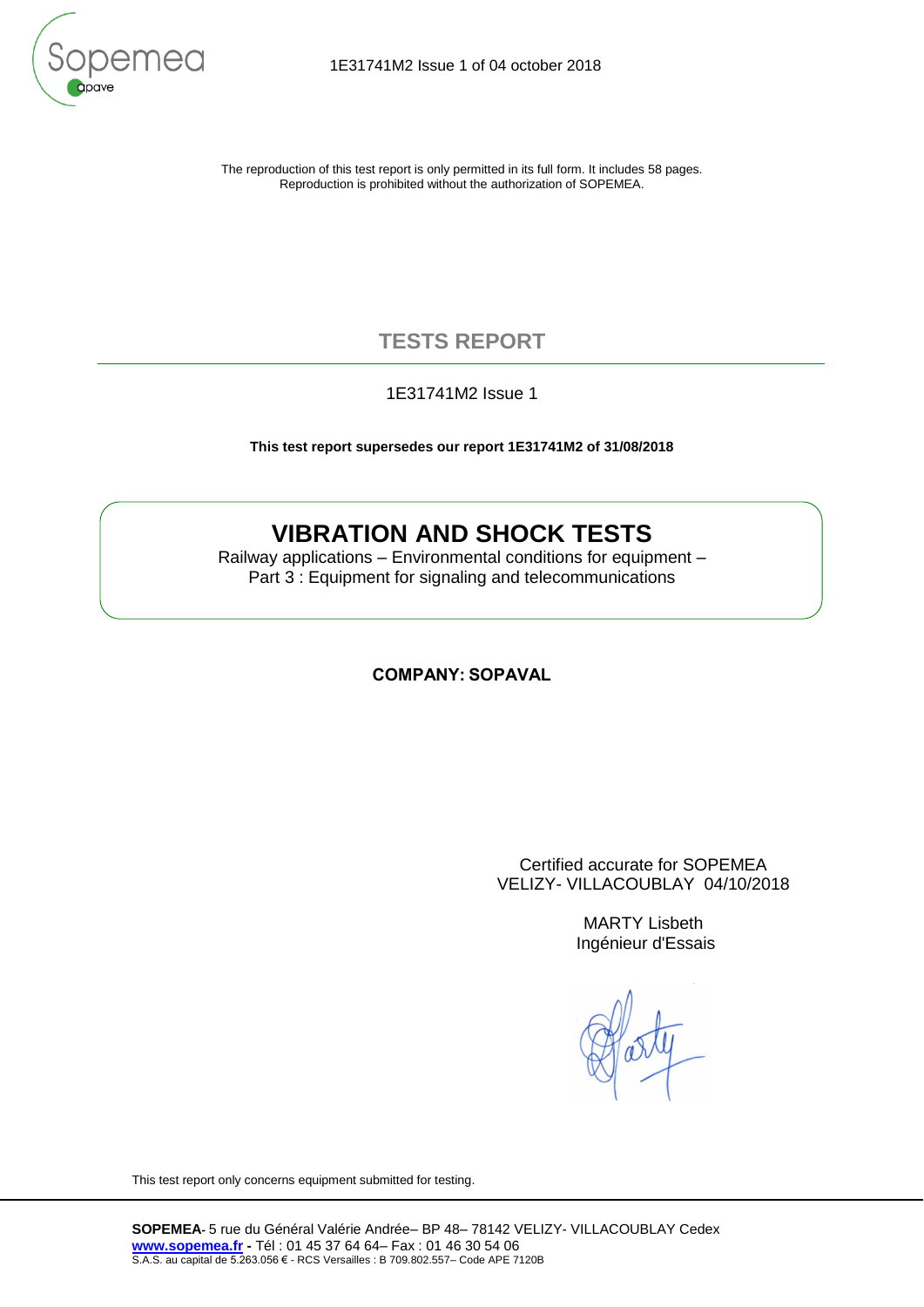The reproduction of this test report is only permitted in its full form. It includes 58 pages.
Reproduction is prohibited without the authorization of SOPEMEA.

# TESTS REPORT

1E31741M2 Issue 1

**This test report supersedes our report 1E31741M2 of 31/08/2018**

## VIBRATION AND SHOCK TESTS

Railway applications – Environmental conditions for equipment –
Part 3 : Equipment for signaling and telecommunications

**COMPANY: SOPAVAL**

Certified accurate for SOPEMEA
VELIZY- VILLACOUBLAY 04/10/2018

MARTY Lisbeth
Ingénieur d'Essais

This test report only concerns equipment submitted for testing.

**SOPEMEA**- 5 rue du Général Valérie Andrée– BP 48– 78142 VELIZY- VILLACOUBLAY Cedex
www.sopemea.fr - Tél : 01 45 37 64 64– Fax : 01 46 30 54 06
S.A.S. au capital de 5.263.056 € - RCS Versailles : B 709.802.557– Code APE 7120B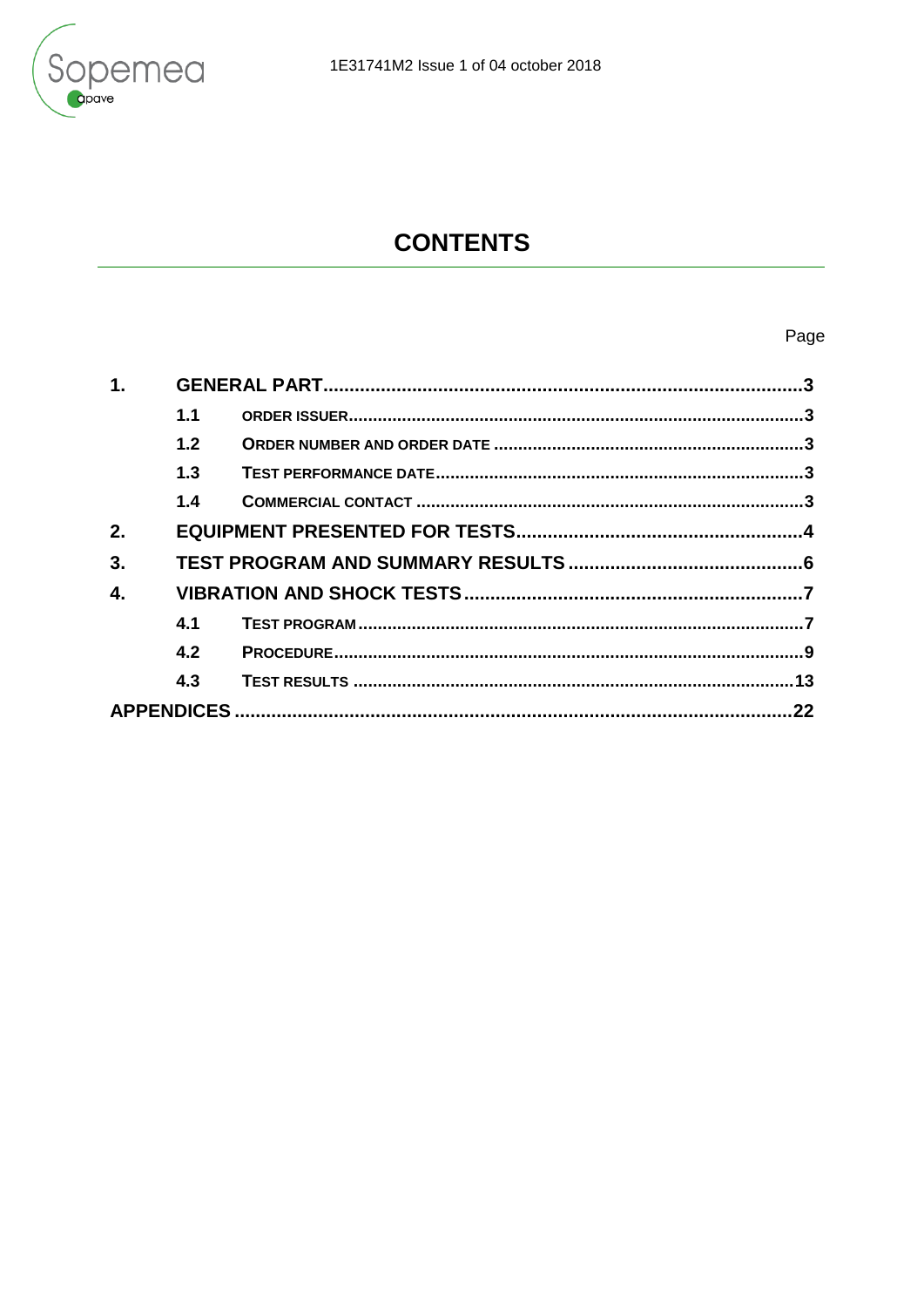# CONTENTS

Page

| | | | |
|---|---|---|---|
| **1.** | **GENERAL PART** | | **3** |
| | **1.1** | **ORDER ISSUER** | **3** |
| | **1.2** | **ORDER NUMBER AND ORDER DATE** | **3** |
| | **1.3** | **TEST PERFORMANCE DATE** | **3** |
| | **1.4** | **COMMERCIAL CONTACT** | **3** |
| **2.** | **EQUIPMENT PRESENTED FOR TESTS** | | **4** |
| **3.** | **TEST PROGRAM AND SUMMARY RESULTS** | | **6** |
| **4.** | **VIBRATION AND SHOCK TESTS** | | **7** |
| | **4.1** | **TEST PROGRAM** | **7** |
| | **4.2** | **PROCEDURE** | **9** |
| | **4.3** | **TEST RESULTS** | **13** |
| **APPENDICES** | | | **22** |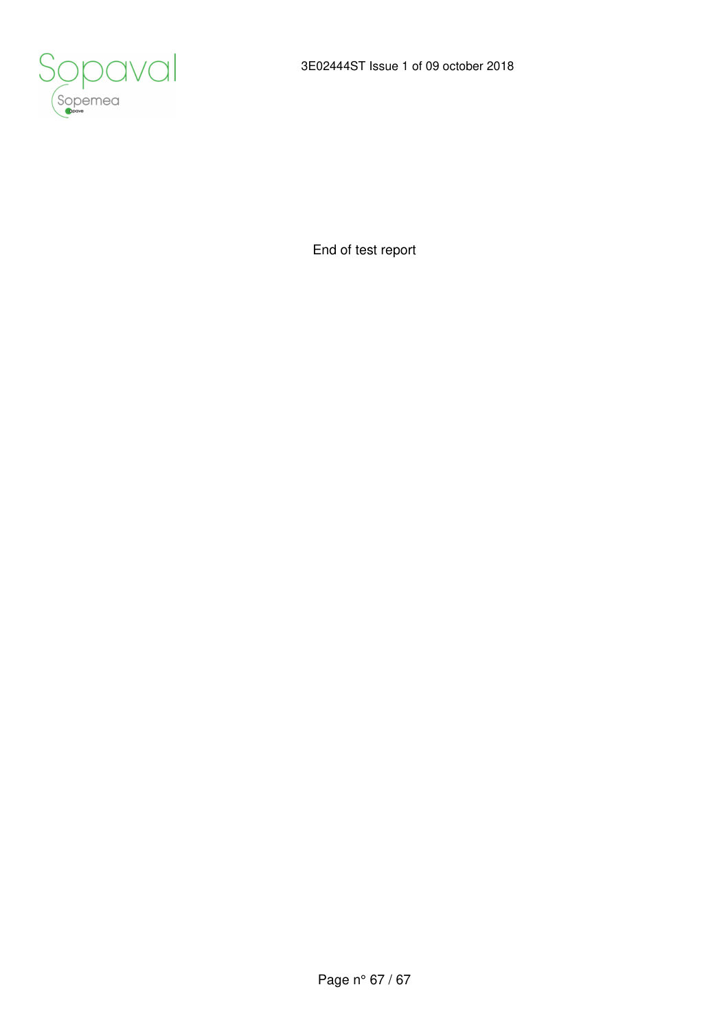End of test report